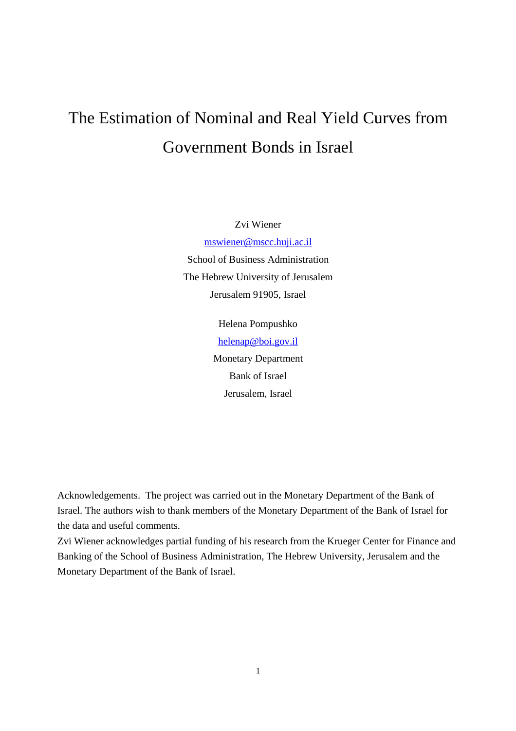# The Estimation of Nominal and Real Yield Curves from Government Bonds in Israel

Zvi Wiener

mswiener@mscc.huji.ac.il

School of Business Administration

The Hebrew University of Jerusalem

Jerusalem 91905, Israel

Helena Pompushko

helenap@boi.gov.il

Monetary Department

Bank of Israel

Jerusalem, Israel

Acknowledgements. The project was carried out in the Monetary Department of the Bank of Israel. The authors wish to thank members of the Monetary Department of the Bank of Israel for the data and useful comments.

Zvi Wiener acknowledges partial funding of his research from the Krueger Center for Finance and Banking of the School of Business Administration, The Hebrew University, Jerusalem and the Monetary Department of the Bank of Israel.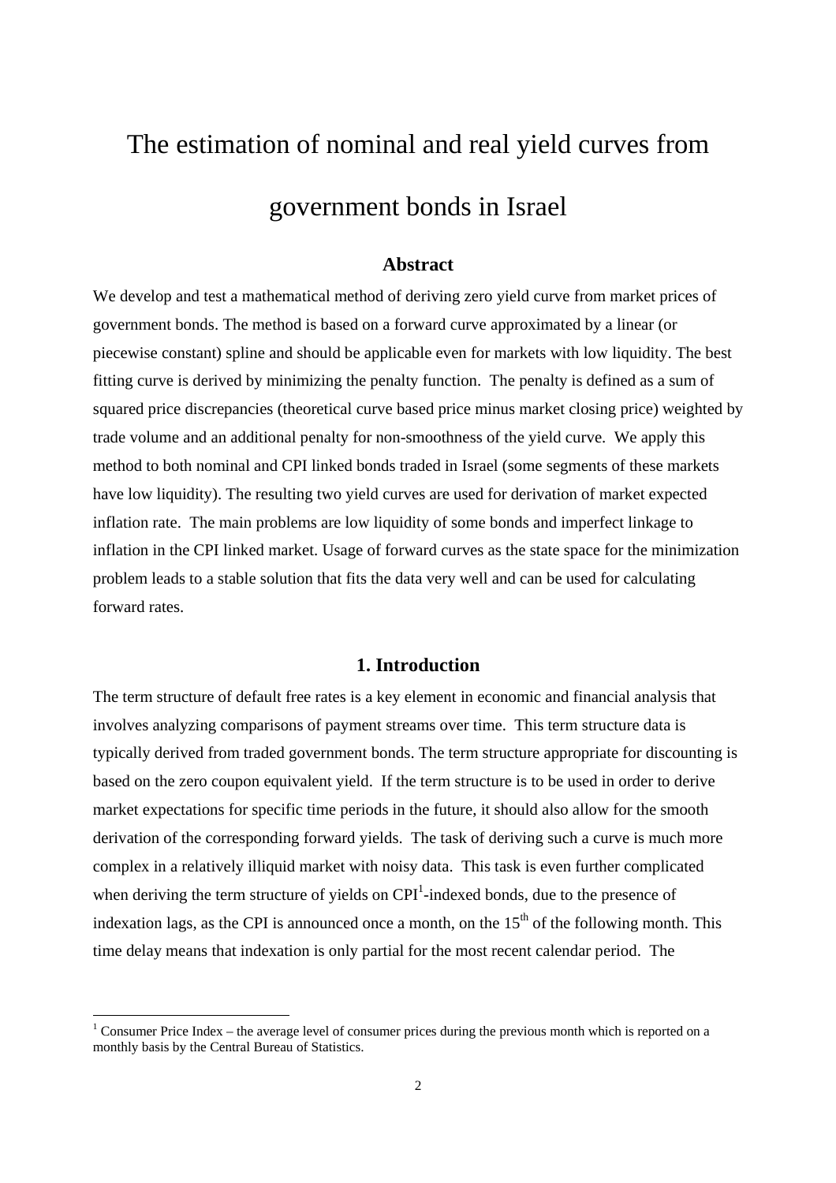# The estimation of nominal and real yield curves from government bonds in Israel

## Abstract

We develop and test a mathematical method of deriving zero yield curve from market prices of government bonds. The method is based on a forward curve approximated by a linear (or piecewise constant) spline and should be applicable even for markets with low liquidity. The best fitting curve is derived by minimizing the penalty function. The penalty is defined as a sum of squared price discrepancies (theoretical curve based price minus market closing price) weighted by trade volume and an additional penalty for non-smoothness of the yield curve. We apply this method to both nominal and CPI linked bonds traded in Israel (some segments of these markets have low liquidity). The resulting two yield curves are used for derivation of market expected inflation rate. The main problems are low liquidity of some bonds and imperfect linkage to inflation in the CPI linked market. Usage of forward curves as the state space for the minimization problem leads to a stable solution that fits the data very well and can be used for calculating forward rates.

## 1. Introduction

The term structure of default free rates is a key element in economic and financial analysis that involves analyzing comparisons of payment streams over time. This term structure data is typically derived from traded government bonds. The term structure appropriate for discounting is based on the zero coupon equivalent yield. If the term structure is to be used in order to derive market expectations for specific time periods in the future, it should also allow for the smooth derivation of the corresponding forward yields. The task of deriving such a curve is much more complex in a relatively illiquid market with noisy data. This task is even further complicated when deriving the term structure of yields on CPI[1]-indexed bonds, due to the presence of indexation lags, as the CPI is announced once a month, on the 15th of the following month. This time delay means that indexation is only partial for the most recent calendar period. The

[1] Consumer Price Index – the average level of consumer prices during the previous month which is reported on a monthly basis by the Central Bureau of Statistics.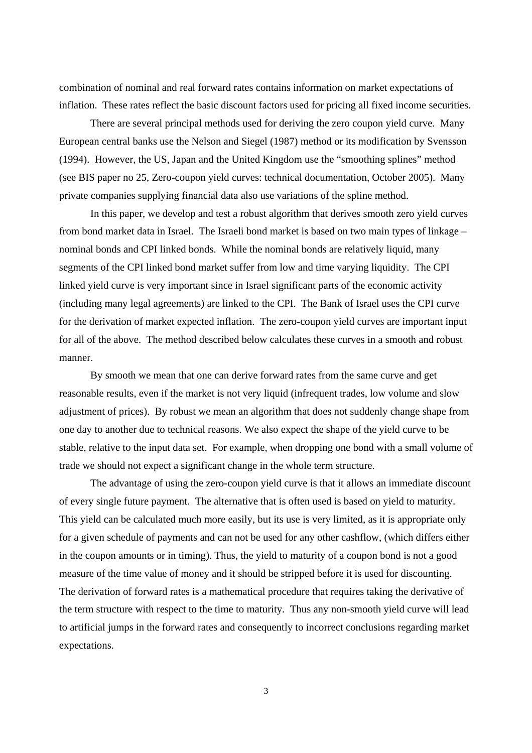combination of nominal and real forward rates contains information on market expectations of inflation. These rates reflect the basic discount factors used for pricing all fixed income securities.

There are several principal methods used for deriving the zero coupon yield curve. Many European central banks use the Nelson and Siegel (1987) method or its modification by Svensson (1994). However, the US, Japan and the United Kingdom use the "smoothing splines" method (see BIS paper no 25, Zero-coupon yield curves: technical documentation, October 2005). Many private companies supplying financial data also use variations of the spline method.

In this paper, we develop and test a robust algorithm that derives smooth zero yield curves from bond market data in Israel. The Israeli bond market is based on two main types of linkage – nominal bonds and CPI linked bonds. While the nominal bonds are relatively liquid, many segments of the CPI linked bond market suffer from low and time varying liquidity. The CPI linked yield curve is very important since in Israel significant parts of the economic activity (including many legal agreements) are linked to the CPI. The Bank of Israel uses the CPI curve for the derivation of market expected inflation. The zero-coupon yield curves are important input for all of the above. The method described below calculates these curves in a smooth and robust manner.

By smooth we mean that one can derive forward rates from the same curve and get reasonable results, even if the market is not very liquid (infrequent trades, low volume and slow adjustment of prices). By robust we mean an algorithm that does not suddenly change shape from one day to another due to technical reasons. We also expect the shape of the yield curve to be stable, relative to the input data set. For example, when dropping one bond with a small volume of trade we should not expect a significant change in the whole term structure.

The advantage of using the zero-coupon yield curve is that it allows an immediate discount of every single future payment. The alternative that is often used is based on yield to maturity. This yield can be calculated much more easily, but its use is very limited, as it is appropriate only for a given schedule of payments and can not be used for any other cashflow, (which differs either in the coupon amounts or in timing). Thus, the yield to maturity of a coupon bond is not a good measure of the time value of money and it should be stripped before it is used for discounting. The derivation of forward rates is a mathematical procedure that requires taking the derivative of the term structure with respect to the time to maturity. Thus any non-smooth yield curve will lead to artificial jumps in the forward rates and consequently to incorrect conclusions regarding market expectations.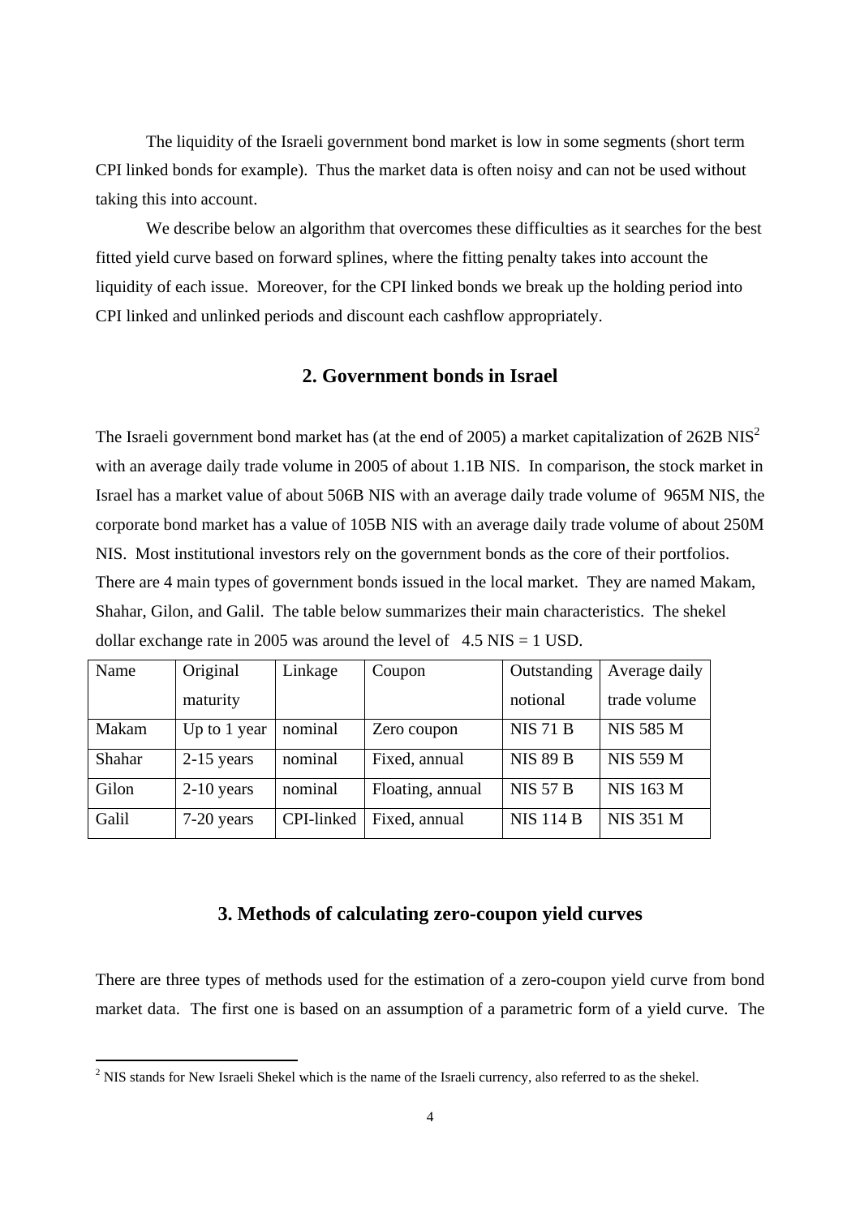The liquidity of the Israeli government bond market is low in some segments (short term CPI linked bonds for example). Thus the market data is often noisy and can not be used without taking this into account.

We describe below an algorithm that overcomes these difficulties as it searches for the best fitted yield curve based on forward splines, where the fitting penalty takes into account the liquidity of each issue. Moreover, for the CPI linked bonds we break up the holding period into CPI linked and unlinked periods and discount each cashflow appropriately.

## 2. Government bonds in Israel

The Israeli government bond market has (at the end of 2005) a market capitalization of 262B NIS[2] with an average daily trade volume in 2005 of about 1.1B NIS. In comparison, the stock market in Israel has a market value of about 506B NIS with an average daily trade volume of 965M NIS, the corporate bond market has a value of 105B NIS with an average daily trade volume of about 250M NIS. Most institutional investors rely on the government bonds as the core of their portfolios. There are 4 main types of government bonds issued in the local market. They are named Makam, Shahar, Gilon, and Galil. The table below summarizes their main characteristics. The shekel dollar exchange rate in 2005 was around the level of 4.5 NIS = 1 USD.

| Name | Original maturity | Linkage | Coupon | Outstanding notional | Average daily trade volume |
|---|---|---|---|---|---|
| Makam | Up to 1 year | nominal | Zero coupon | NIS 71 B | NIS 585 M |
| Shahar | 2-15 years | nominal | Fixed, annual | NIS 89 B | NIS 559 M |
| Gilon | 2-10 years | nominal | Floating, annual | NIS 57 B | NIS 163 M |
| Galil | 7-20 years | CPI-linked | Fixed, annual | NIS 114 B | NIS 351 M |

## 3. Methods of calculating zero-coupon yield curves

There are three types of methods used for the estimation of a zero-coupon yield curve from bond market data. The first one is based on an assumption of a parametric form of a yield curve. The

[2] NIS stands for New Israeli Shekel which is the name of the Israeli currency, also referred to as the shekel.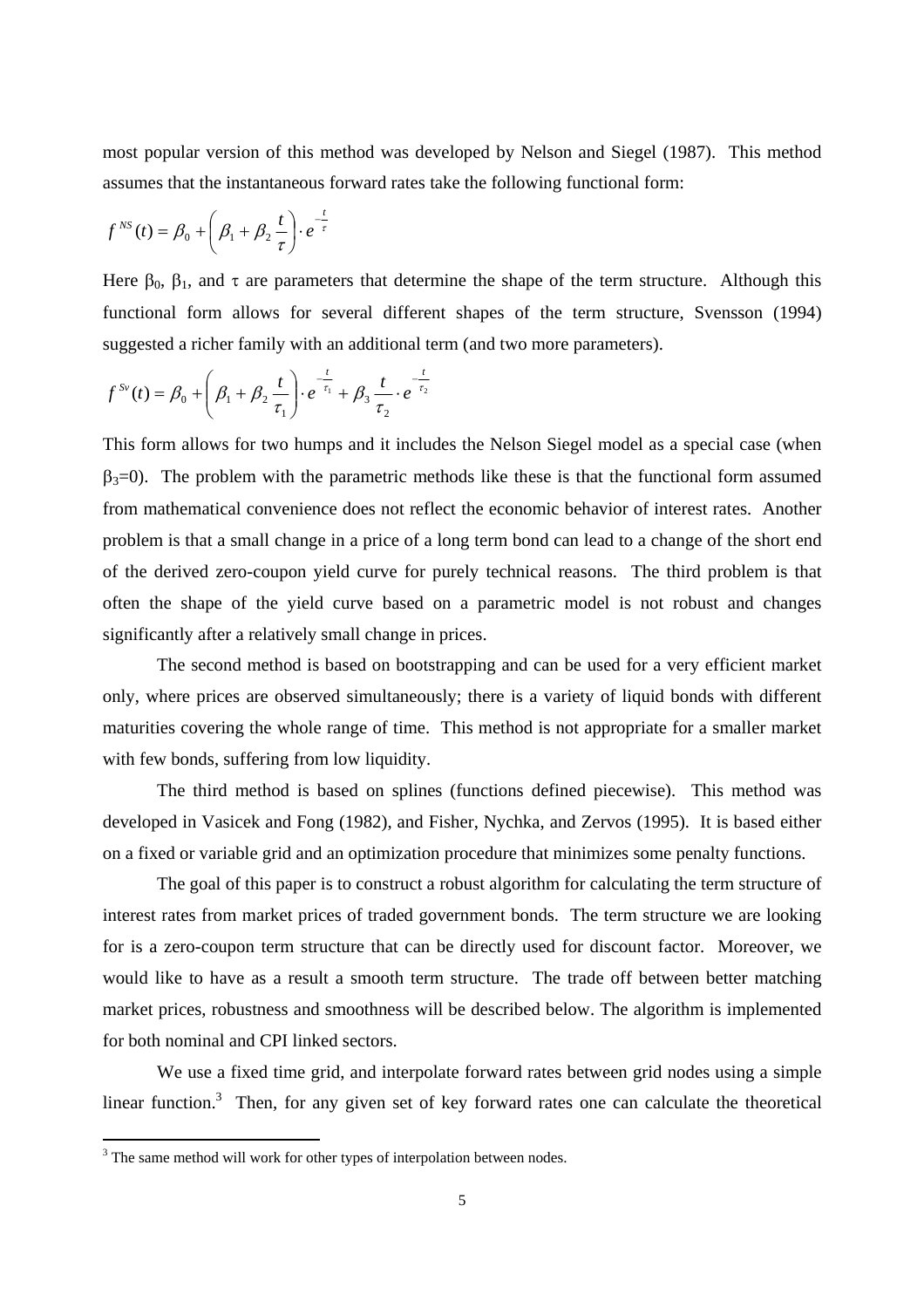most popular version of this method was developed by Nelson and Siegel (1987). This method assumes that the instantaneous forward rates take the following functional form:

$$f^{NS}(t) = \beta_0 + \left(\beta_1 + \beta_2 \frac{t}{\tau}\right) \cdot e^{-\frac{t}{\tau}}$$

Here $\beta_0$, $\beta_1$, and $\tau$ are parameters that determine the shape of the term structure. Although this functional form allows for several different shapes of the term structure, Svensson (1994) suggested a richer family with an additional term (and two more parameters).

$$f^{Sv}(t) = \beta_0 + \left(\beta_1 + \beta_2 \frac{t}{\tau_1}\right) \cdot e^{-\frac{t}{\tau_1}} + \beta_3 \frac{t}{\tau_2} \cdot e^{-\frac{t}{\tau_2}}$$

This form allows for two humps and it includes the Nelson Siegel model as a special case (when $\beta_3=0$). The problem with the parametric methods like these is that the functional form assumed from mathematical convenience does not reflect the economic behavior of interest rates. Another problem is that a small change in a price of a long term bond can lead to a change of the short end of the derived zero-coupon yield curve for purely technical reasons. The third problem is that often the shape of the yield curve based on a parametric model is not robust and changes significantly after a relatively small change in prices.

The second method is based on bootstrapping and can be used for a very efficient market only, where prices are observed simultaneously; there is a variety of liquid bonds with different maturities covering the whole range of time. This method is not appropriate for a smaller market with few bonds, suffering from low liquidity.

The third method is based on splines (functions defined piecewise). This method was developed in Vasicek and Fong (1982), and Fisher, Nychka, and Zervos (1995). It is based either on a fixed or variable grid and an optimization procedure that minimizes some penalty functions.

The goal of this paper is to construct a robust algorithm for calculating the term structure of interest rates from market prices of traded government bonds. The term structure we are looking for is a zero-coupon term structure that can be directly used for discount factor. Moreover, we would like to have as a result a smooth term structure. The trade off between better matching market prices, robustness and smoothness will be described below. The algorithm is implemented for both nominal and CPI linked sectors.

We use a fixed time grid, and interpolate forward rates between grid nodes using a simple linear function.[3] Then, for any given set of key forward rates one can calculate the theoretical

[3] The same method will work for other types of interpolation between nodes.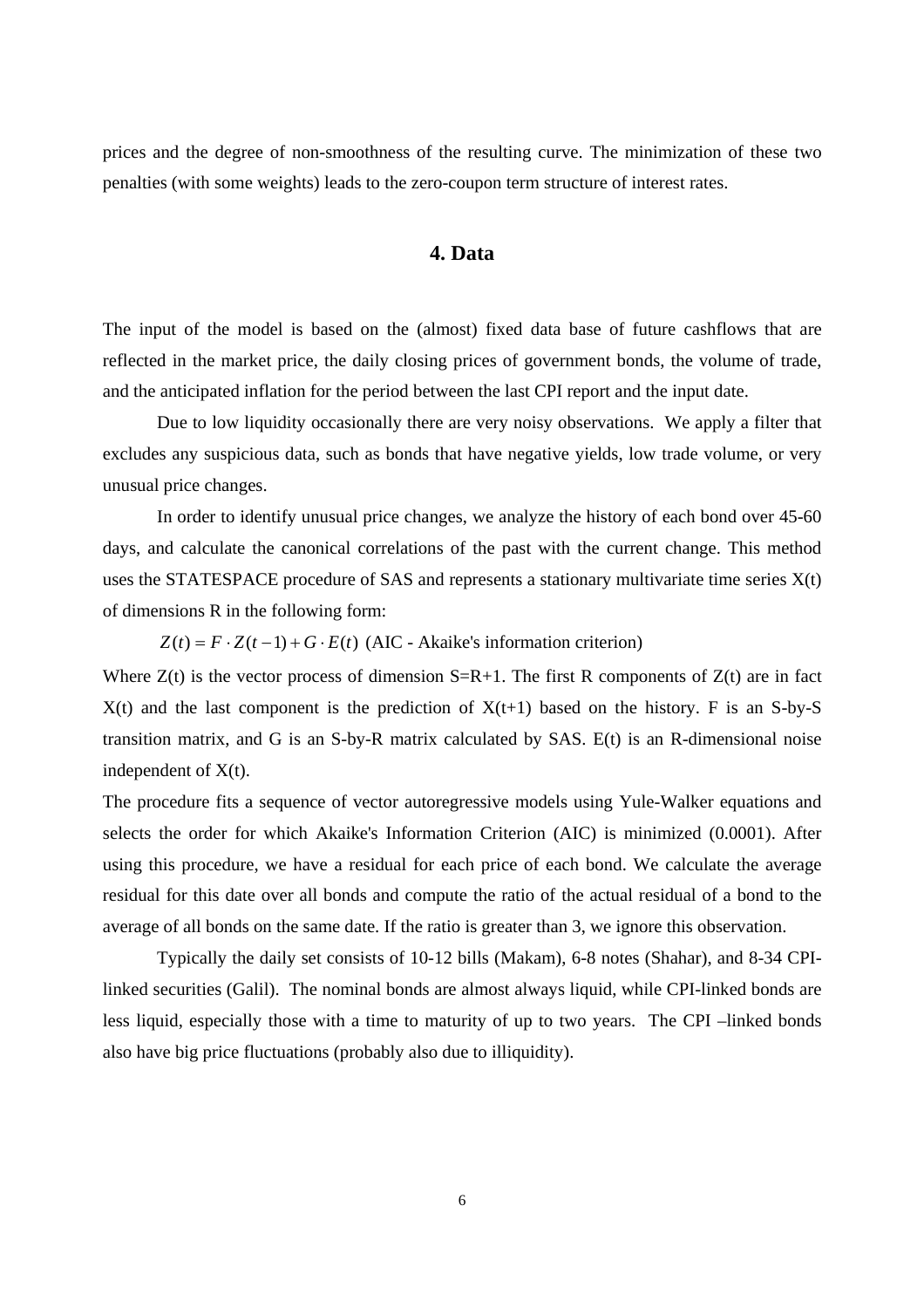prices and the degree of non-smoothness of the resulting curve. The minimization of these two penalties (with some weights) leads to the zero-coupon term structure of interest rates.

## 4. Data

The input of the model is based on the (almost) fixed data base of future cashflows that are reflected in the market price, the daily closing prices of government bonds, the volume of trade, and the anticipated inflation for the period between the last CPI report and the input date.

Due to low liquidity occasionally there are very noisy observations. We apply a filter that excludes any suspicious data, such as bonds that have negative yields, low trade volume, or very unusual price changes.

In order to identify unusual price changes, we analyze the history of each bond over 45-60 days, and calculate the canonical correlations of the past with the current change. This method uses the STATESPACE procedure of SAS and represents a stationary multivariate time series X(t) of dimensions R in the following form:

$Z(t) = F \cdot Z(t-1) + G \cdot E(t)$ (AIC - Akaike's information criterion)

Where Z(t) is the vector process of dimension S=R+1. The first R components of Z(t) are in fact X(t) and the last component is the prediction of X(t+1) based on the history. F is an S-by-S transition matrix, and G is an S-by-R matrix calculated by SAS. E(t) is an R-dimensional noise independent of X(t).

The procedure fits a sequence of vector autoregressive models using Yule-Walker equations and selects the order for which Akaike's Information Criterion (AIC) is minimized (0.0001). After using this procedure, we have a residual for each price of each bond. We calculate the average residual for this date over all bonds and compute the ratio of the actual residual of a bond to the average of all bonds on the same date. If the ratio is greater than 3, we ignore this observation.

Typically the daily set consists of 10-12 bills (Makam), 6-8 notes (Shahar), and 8-34 CPI-linked securities (Galil). The nominal bonds are almost always liquid, while CPI-linked bonds are less liquid, especially those with a time to maturity of up to two years. The CPI –linked bonds also have big price fluctuations (probably also due to illiquidity).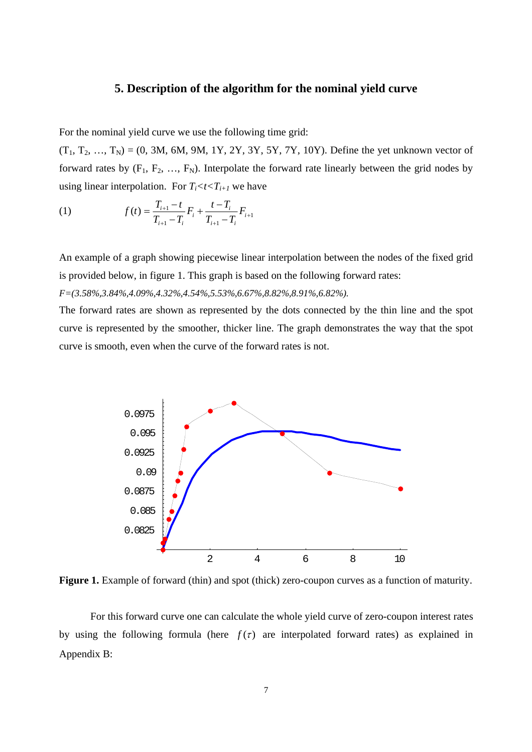## 5. Description of the algorithm for the nominal yield curve

For the nominal yield curve we use the following time grid:

$(T_1, T_2, \ldots, T_N)$ = (0, 3M, 6M, 9M, 1Y, 2Y, 3Y, 5Y, 7Y, 10Y). Define the yet unknown vector of forward rates by $(F_1, F_2, \ldots, F_N)$. Interpolate the forward rate linearly between the grid nodes by using linear interpolation. For $T_i < t < T_{i+1}$ we have

$$f(t) = \frac{T_{i+1} - t}{T_{i+1} - T_i} F_i + \frac{t - T_i}{T_{i+1} - T_i} F_{i+1} \tag{1}$$

An example of a graph showing piecewise linear interpolation between the nodes of the fixed grid is provided below, in figure 1. This graph is based on the following forward rates:

*F=(3.58%,3.84%,4.09%,4.32%,4.54%,5.53%,6.67%,8.82%,8.91%,6.82%).*

The forward rates are shown as represented by the dots connected by the thin line and the spot curve is represented by the smoother, thicker line. The graph demonstrates the way that the spot curve is smooth, even when the curve of the forward rates is not.

**Figure 1.** Example of forward (thin) and spot (thick) zero-coupon curves as a function of maturity.

For this forward curve one can calculate the whole yield curve of zero-coupon interest rates by using the following formula (here $f(\tau)$ are interpolated forward rates) as explained in Appendix B: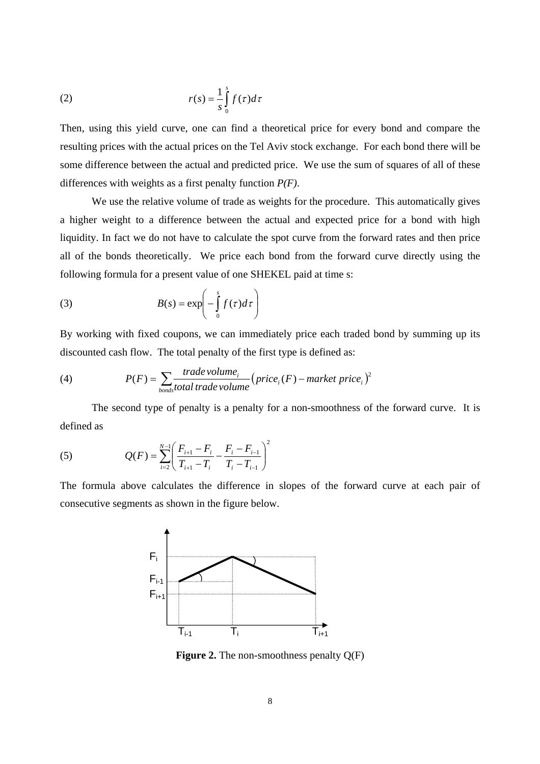$$r(s) = \frac{1}{s}\int_0^s f(\tau)d\tau \tag{2}$$

Then, using this yield curve, one can find a theoretical price for every bond and compare the resulting prices with the actual prices on the Tel Aviv stock exchange. For each bond there will be some difference between the actual and predicted price. We use the sum of squares of all of these differences with weights as a first penalty function *P(F)*.

We use the relative volume of trade as weights for the procedure. This automatically gives a higher weight to a difference between the actual and expected price for a bond with high liquidity. In fact we do not have to calculate the spot curve from the forward rates and then price all of the bonds theoretically. We price each bond from the forward curve directly using the following formula for a present value of one SHEKEL paid at time s:

$$B(s) = \exp\left(-\int_0^s f(\tau)d\tau\right) \tag{3}$$

By working with fixed coupons, we can immediately price each traded bond by summing up its discounted cash flow. The total penalty of the first type is defined as:

$$P(F) = \sum_{bonds} \frac{trade\,volume_i}{total\,trade\,volume}\left(price_i(F) - market\ price_i\right)^2 \tag{4}$$

The second type of penalty is a penalty for a non-smoothness of the forward curve. It is defined as

$$Q(F) = \sum_{i=2}^{N-1}\left(\frac{F_{i+1}-F_i}{T_{i+1}-T_i} - \frac{F_i - F_{i-1}}{T_i - T_{i-1}}\right)^2 \tag{5}$$

The formula above calculates the difference in slopes of the forward curve at each pair of consecutive segments as shown in the figure below.

**Figure 2.** The non-smoothness penalty Q(F)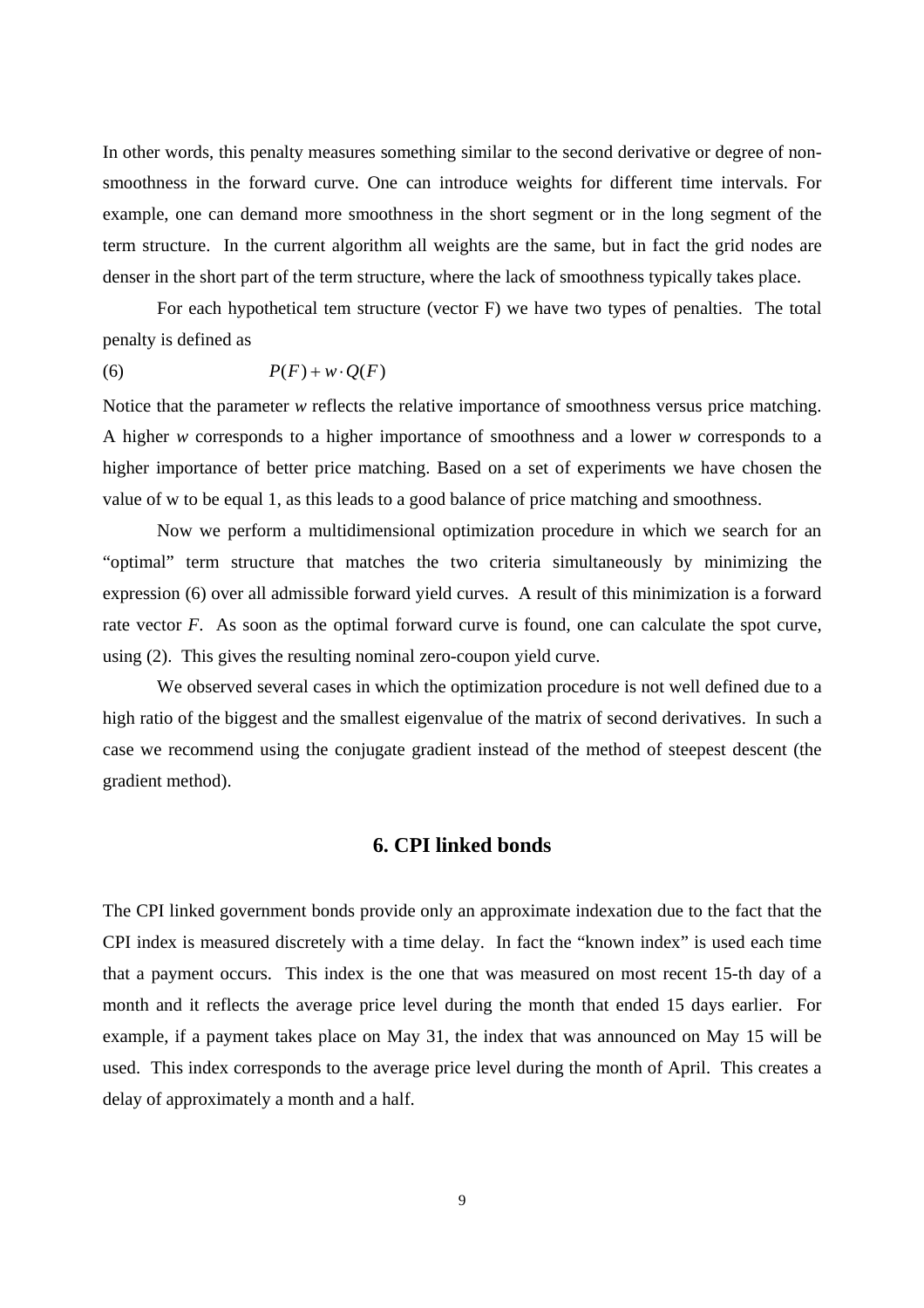In other words, this penalty measures something similar to the second derivative or degree of non-smoothness in the forward curve. One can introduce weights for different time intervals. For example, one can demand more smoothness in the short segment or in the long segment of the term structure. In the current algorithm all weights are the same, but in fact the grid nodes are denser in the short part of the term structure, where the lack of smoothness typically takes place.

For each hypothetical tem structure (vector F) we have two types of penalties. The total penalty is defined as

$$P(F) + w \cdot Q(F) \tag{6}$$

Notice that the parameter $w$ reflects the relative importance of smoothness versus price matching. A higher $w$ corresponds to a higher importance of smoothness and a lower $w$ corresponds to a higher importance of better price matching. Based on a set of experiments we have chosen the value of w to be equal 1, as this leads to a good balance of price matching and smoothness.

Now we perform a multidimensional optimization procedure in which we search for an "optimal" term structure that matches the two criteria simultaneously by minimizing the expression (6) over all admissible forward yield curves. A result of this minimization is a forward rate vector $F$. As soon as the optimal forward curve is found, one can calculate the spot curve, using (2). This gives the resulting nominal zero-coupon yield curve.

We observed several cases in which the optimization procedure is not well defined due to a high ratio of the biggest and the smallest eigenvalue of the matrix of second derivatives. In such a case we recommend using the conjugate gradient instead of the method of steepest descent (the gradient method).

## 6. CPI linked bonds

The CPI linked government bonds provide only an approximate indexation due to the fact that the CPI index is measured discretely with a time delay. In fact the "known index" is used each time that a payment occurs. This index is the one that was measured on most recent 15-th day of a month and it reflects the average price level during the month that ended 15 days earlier. For example, if a payment takes place on May 31, the index that was announced on May 15 will be used. This index corresponds to the average price level during the month of April. This creates a delay of approximately a month and a half.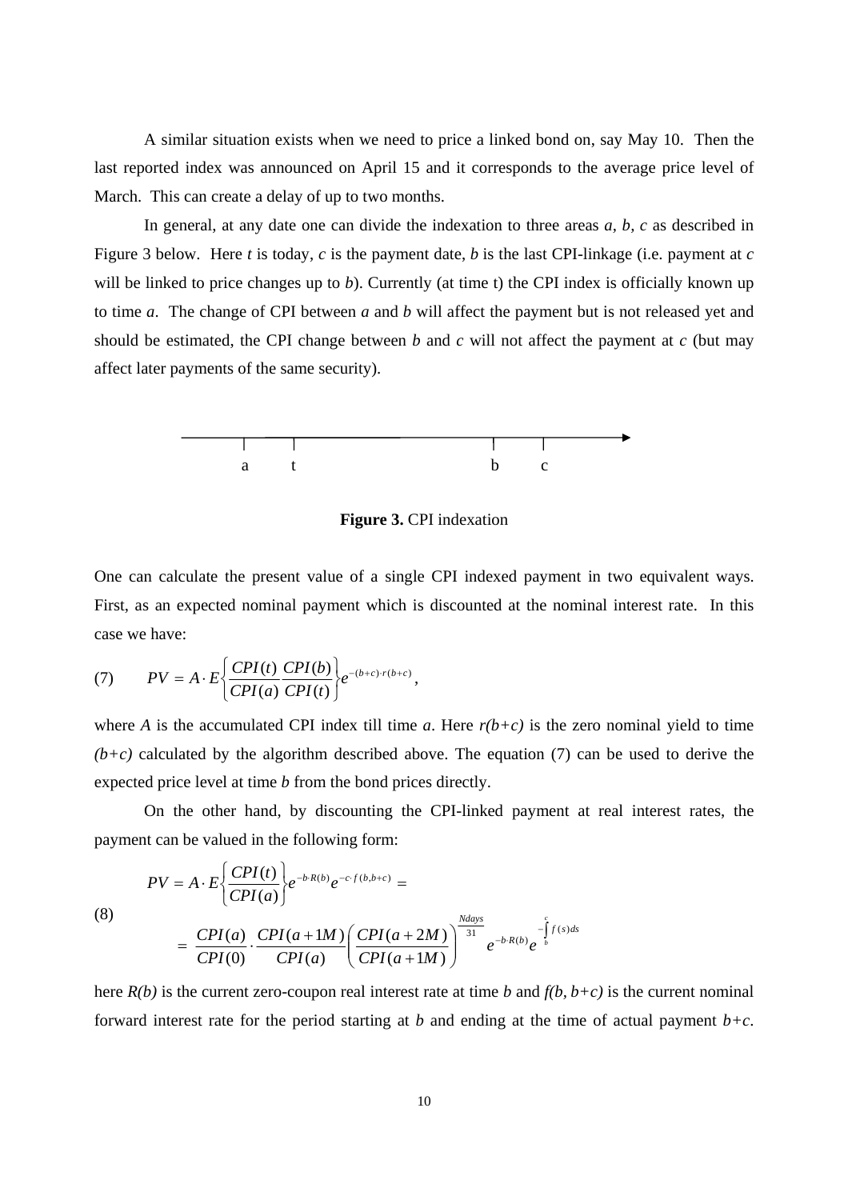A similar situation exists when we need to price a linked bond on, say May 10. Then the last reported index was announced on April 15 and it corresponds to the average price level of March. This can create a delay of up to two months.

In general, at any date one can divide the indexation to three areas *a, b, c* as described in Figure 3 below. Here *t* is today, *c* is the payment date, *b* is the last CPI-linkage (i.e. payment at *c* will be linked to price changes up to *b*). Currently (at time t) the CPI index is officially known up to time *a*. The change of CPI between *a* and *b* will affect the payment but is not released yet and should be estimated, the CPI change between *b* and *c* will not affect the payment at *c* (but may affect later payments of the same security).

**Figure 3.** CPI indexation

One can calculate the present value of a single CPI indexed payment in two equivalent ways. First, as an expected nominal payment which is discounted at the nominal interest rate. In this case we have:

$$PV = A \cdot E\left\{\frac{CPI(t)}{CPI(a)}\frac{CPI(b)}{CPI(t)}\right\}e^{-(b+c)\cdot r(b+c)}, \tag{7}$$

where *A* is the accumulated CPI index till time *a*. Here *r(b+c)* is the zero nominal yield to time *(b+c)* calculated by the algorithm described above. The equation (7) can be used to derive the expected price level at time *b* from the bond prices directly.

On the other hand, by discounting the CPI-linked payment at real interest rates, the payment can be valued in the following form:

$$\begin{aligned} PV &= A \cdot E\left\{\frac{CPI(t)}{CPI(a)}\right\}e^{-b \cdot R(b)}e^{-c \cdot f(b,b+c)} = \\ &= \frac{CPI(a)}{CPI(0)} \cdot \frac{CPI(a+1M)}{CPI(a)}\left(\frac{CPI(a+2M)}{CPI(a+1M)}\right)^{\frac{Ndays}{31}} e^{-b \cdot R(b)} e^{-\int_b^c f(s)ds} \end{aligned} \tag{8}$$

here *R(b)* is the current zero-coupon real interest rate at time *b* and *f(b, b+c)* is the current nominal forward interest rate for the period starting at *b* and ending at the time of actual payment *b+c*.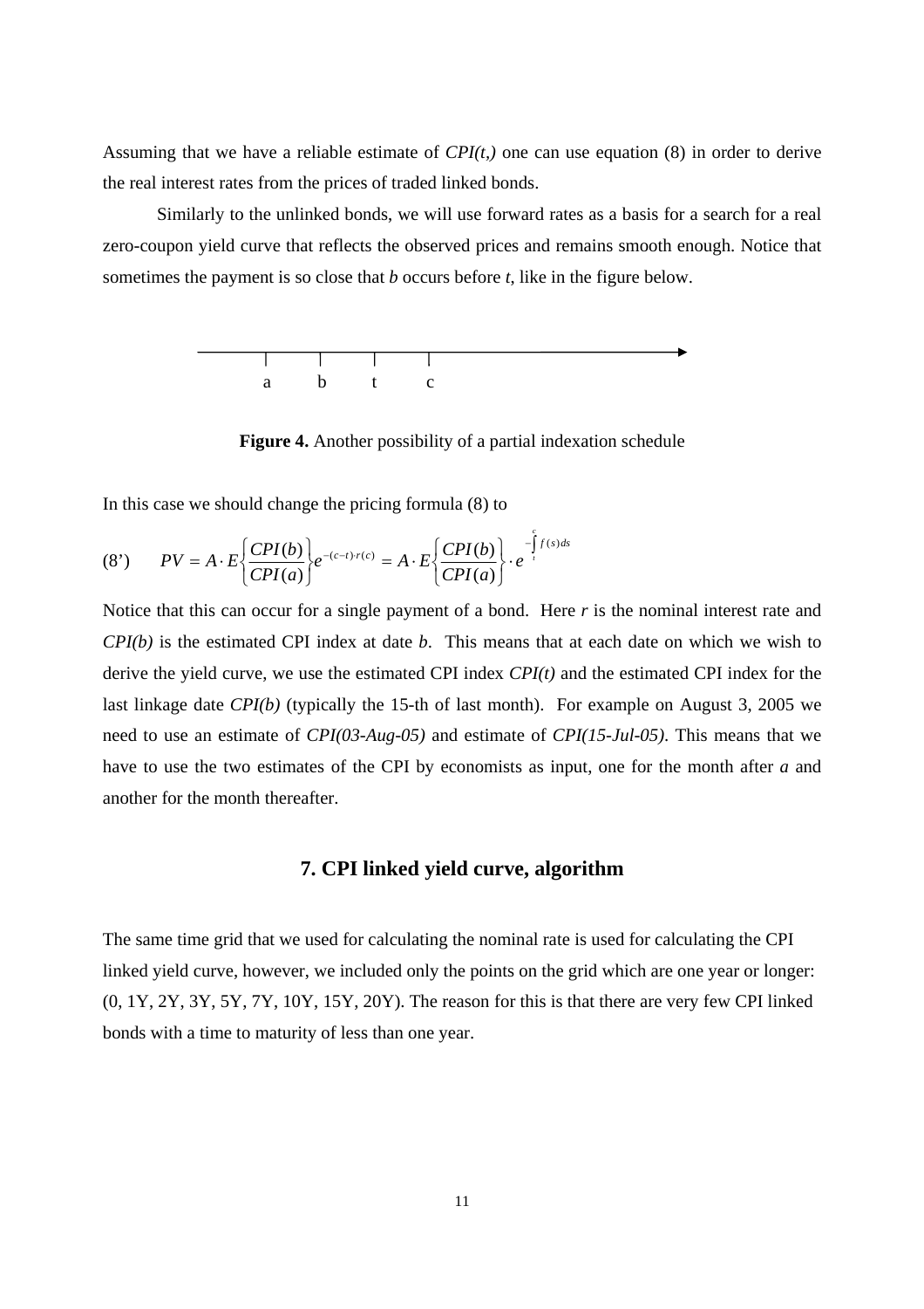Assuming that we have a reliable estimate of *CPI(t,)* one can use equation (8) in order to derive the real interest rates from the prices of traded linked bonds.

Similarly to the unlinked bonds, we will use forward rates as a basis for a search for a real zero-coupon yield curve that reflects the observed prices and remains smooth enough. Notice that sometimes the payment is so close that *b* occurs before *t*, like in the figure below.

a b t c

**Figure 4.** Another possibility of a partial indexation schedule

In this case we should change the pricing formula (8) to

$$(8') \qquad PV = A \cdot E\left\{\frac{CPI(b)}{CPI(a)}\right\} e^{-(c-t)\cdot r(c)} = A \cdot E\left\{\frac{CPI(b)}{CPI(a)}\right\} \cdot e^{-\int_t^c f(s)ds}$$

Notice that this can occur for a single payment of a bond. Here *r* is the nominal interest rate and *CPI(b)* is the estimated CPI index at date *b*. This means that at each date on which we wish to derive the yield curve, we use the estimated CPI index *CPI(t)* and the estimated CPI index for the last linkage date *CPI(b)* (typically the 15-th of last month). For example on August 3, 2005 we need to use an estimate of *CPI(03-Aug-05)* and estimate of *CPI(15-Jul-05)*. This means that we have to use the two estimates of the CPI by economists as input, one for the month after *a* and another for the month thereafter.

## 7. CPI linked yield curve, algorithm

The same time grid that we used for calculating the nominal rate is used for calculating the CPI linked yield curve, however, we included only the points on the grid which are one year or longer: (0, 1Y, 2Y, 3Y, 5Y, 7Y, 10Y, 15Y, 20Y). The reason for this is that there are very few CPI linked bonds with a time to maturity of less than one year.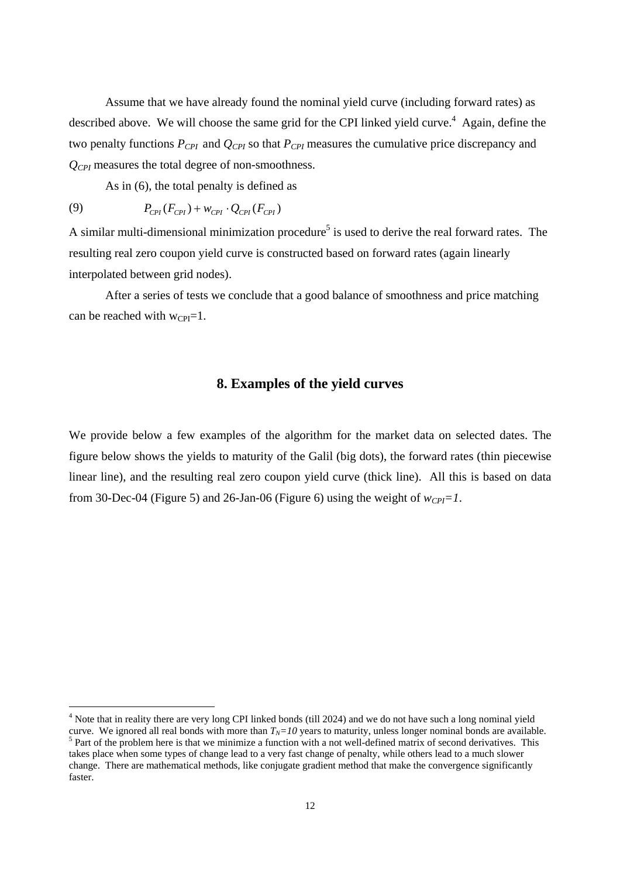Assume that we have already found the nominal yield curve (including forward rates) as described above. We will choose the same grid for the CPI linked yield curve.[4] Again, define the two penalty functions $P_{CPI}$ and $Q_{CPI}$ so that $P_{CPI}$ measures the cumulative price discrepancy and $Q_{CPI}$ measures the total degree of non-smoothness.

As in (6), the total penalty is defined as

$$P_{CPI}(F_{CPI}) + w_{CPI} \cdot Q_{CPI}(F_{CPI}) \tag{9}$$

A similar multi-dimensional minimization procedure[5] is used to derive the real forward rates. The resulting real zero coupon yield curve is constructed based on forward rates (again linearly interpolated between grid nodes).

After a series of tests we conclude that a good balance of smoothness and price matching can be reached with $w_{CPI}=1$.

## 8. Examples of the yield curves

We provide below a few examples of the algorithm for the market data on selected dates. The figure below shows the yields to maturity of the Galil (big dots), the forward rates (thin piecewise linear line), and the resulting real zero coupon yield curve (thick line). All this is based on data from 30-Dec-04 (Figure 5) and 26-Jan-06 (Figure 6) using the weight of $w_{CPI}=1$.

---

[4] Note that in reality there are very long CPI linked bonds (till 2024) and we do not have such a long nominal yield curve. We ignored all real bonds with more than $T_N=10$ years to maturity, unless longer nominal bonds are available.

[5] Part of the problem here is that we minimize a function with a not well-defined matrix of second derivatives. This takes place when some types of change lead to a very fast change of penalty, while others lead to a much slower change. There are mathematical methods, like conjugate gradient method that make the convergence significantly faster.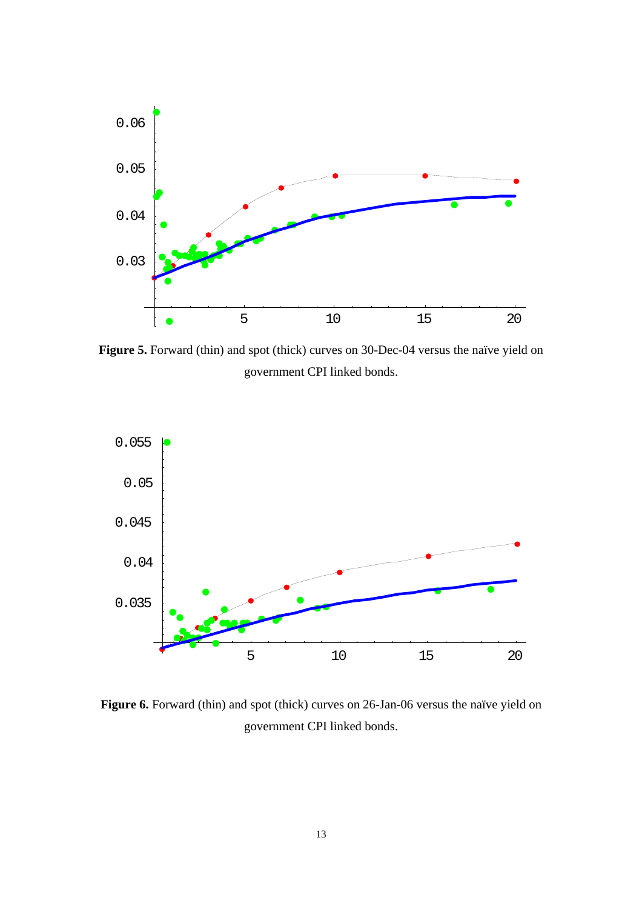**Figure 5.** Forward (thin) and spot (thick) curves on 30-Dec-04 versus the naïve yield on government CPI linked bonds.

**Figure 6.** Forward (thin) and spot (thick) curves on 26-Jan-06 versus the naïve yield on government CPI linked bonds.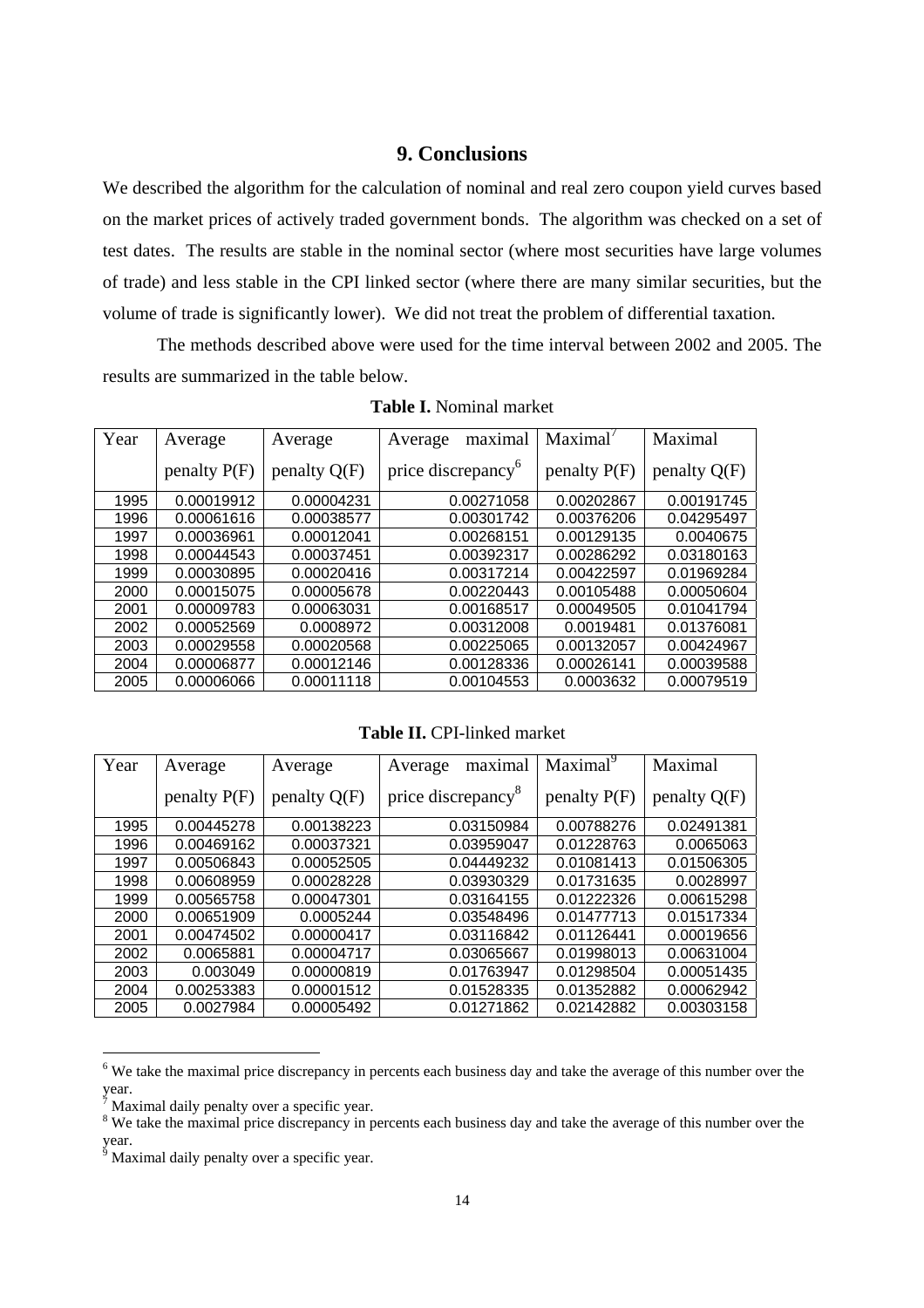## 9. Conclusions

We described the algorithm for the calculation of nominal and real zero coupon yield curves based on the market prices of actively traded government bonds. The algorithm was checked on a set of test dates. The results are stable in the nominal sector (where most securities have large volumes of trade) and less stable in the CPI linked sector (where there are many similar securities, but the volume of trade is significantly lower). We did not treat the problem of differential taxation.

The methods described above were used for the time interval between 2002 and 2005. The results are summarized in the table below.

**Table I.** Nominal market

| Year | Average penalty P(F) | Average penalty Q(F) | Average maximal price discrepancy[6] | Maximal[7] penalty P(F) | Maximal penalty Q(F) |
|---|---|---|---|---|---|
| 1995 | 0.00019912 | 0.00004231 | 0.00271058 | 0.00202867 | 0.00191745 |
| 1996 | 0.00061616 | 0.00038577 | 0.00301742 | 0.00376206 | 0.04295497 |
| 1997 | 0.00036961 | 0.00012041 | 0.00268151 | 0.00129135 | 0.0040675 |
| 1998 | 0.00044543 | 0.00037451 | 0.00392317 | 0.00286292 | 0.03180163 |
| 1999 | 0.00030895 | 0.00020416 | 0.00317214 | 0.00422597 | 0.01969284 |
| 2000 | 0.00015075 | 0.00005678 | 0.00220443 | 0.00105488 | 0.00050604 |
| 2001 | 0.00009783 | 0.00063031 | 0.00168517 | 0.00049505 | 0.01041794 |
| 2002 | 0.00052569 | 0.0008972 | 0.00312008 | 0.0019481 | 0.01376081 |
| 2003 | 0.00029558 | 0.00020568 | 0.00225065 | 0.00132057 | 0.00424967 |
| 2004 | 0.00006877 | 0.00012146 | 0.00128336 | 0.00026141 | 0.00039588 |
| 2005 | 0.00006066 | 0.00011118 | 0.00104553 | 0.0003632 | 0.00079519 |

**Table II.** CPI-linked market

| Year | Average penalty P(F) | Average penalty Q(F) | Average maximal price discrepancy[8] | Maximal[9] penalty P(F) | Maximal penalty Q(F) |
|---|---|---|---|---|---|
| 1995 | 0.00445278 | 0.00138223 | 0.03150984 | 0.00788276 | 0.02491381 |
| 1996 | 0.00469162 | 0.00037321 | 0.03959047 | 0.01228763 | 0.0065063 |
| 1997 | 0.00506843 | 0.00052505 | 0.04449232 | 0.01081413 | 0.01506305 |
| 1998 | 0.00608959 | 0.00028228 | 0.03930329 | 0.01731635 | 0.0028997 |
| 1999 | 0.00565758 | 0.00047301 | 0.03164155 | 0.01222326 | 0.00615298 |
| 2000 | 0.00651909 | 0.0005244 | 0.03548496 | 0.01477713 | 0.01517334 |
| 2001 | 0.00474502 | 0.00000417 | 0.03116842 | 0.01126441 | 0.00019656 |
| 2002 | 0.0065881 | 0.00004717 | 0.03065667 | 0.01998013 | 0.00631004 |
| 2003 | 0.003049 | 0.00000819 | 0.01763947 | 0.01298504 | 0.00051435 |
| 2004 | 0.00253383 | 0.00001512 | 0.01528335 | 0.01352882 | 0.00062942 |
| 2005 | 0.0027984 | 0.00005492 | 0.01271862 | 0.02142882 | 0.00303158 |

[6] We take the maximal price discrepancy in percents each business day and take the average of this number over the year.

[7] Maximal daily penalty over a specific year.

[8] We take the maximal price discrepancy in percents each business day and take the average of this number over the year.

[9] Maximal daily penalty over a specific year.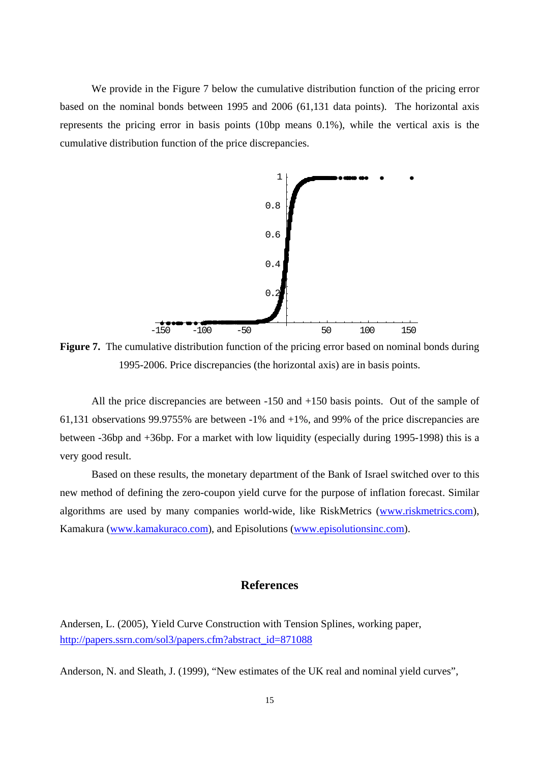We provide in the Figure 7 below the cumulative distribution function of the pricing error based on the nominal bonds between 1995 and 2006 (61,131 data points). The horizontal axis represents the pricing error in basis points (10bp means 0.1%), while the vertical axis is the cumulative distribution function of the price discrepancies.

**Figure 7.** The cumulative distribution function of the pricing error based on nominal bonds during 1995-2006. Price discrepancies (the horizontal axis) are in basis points.

All the price discrepancies are between -150 and +150 basis points. Out of the sample of 61,131 observations 99.9755% are between -1% and +1%, and 99% of the price discrepancies are between -36bp and +36bp. For a market with low liquidity (especially during 1995-1998) this is a very good result.

Based on these results, the monetary department of the Bank of Israel switched over to this new method of defining the zero-coupon yield curve for the purpose of inflation forecast. Similar algorithms are used by many companies world-wide, like RiskMetrics (www.riskmetrics.com), Kamakura (www.kamakuraco.com), and Episolutions (www.episolutionsinc.com).

## References

Andersen, L. (2005), Yield Curve Construction with Tension Splines, working paper, http://papers.ssrn.com/sol3/papers.cfm?abstract_id=871088

Anderson, N. and Sleath, J. (1999), "New estimates of the UK real and nominal yield curves",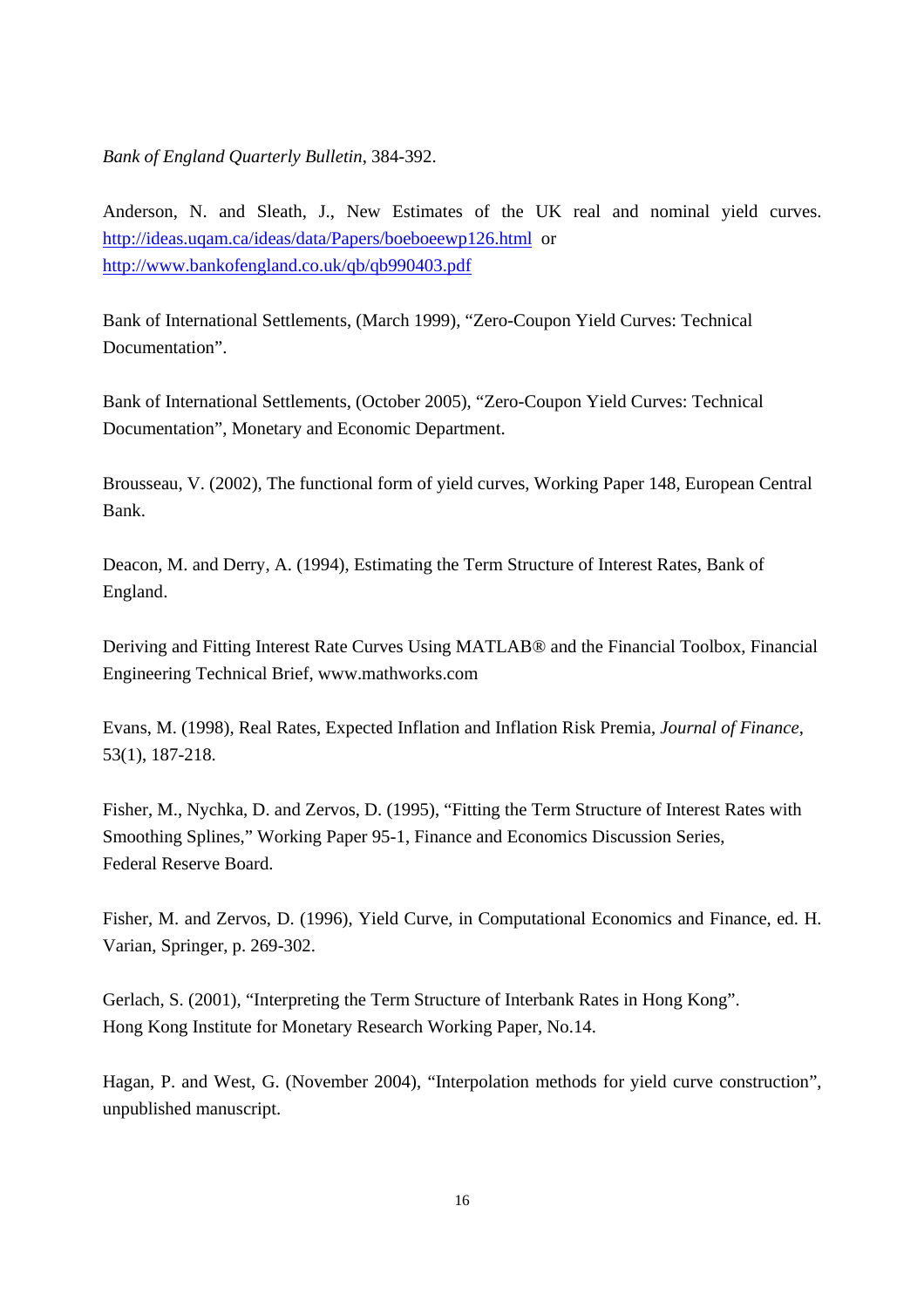*Bank of England Quarterly Bulletin*, 384-392.

Anderson, N. and Sleath, J., New Estimates of the UK real and nominal yield curves. http://ideas.uqam.ca/ideas/data/Papers/boeboeewp126.html or http://www.bankofengland.co.uk/qb/qb990403.pdf

Bank of International Settlements, (March 1999), "Zero-Coupon Yield Curves: Technical Documentation".

Bank of International Settlements, (October 2005), "Zero-Coupon Yield Curves: Technical Documentation", Monetary and Economic Department.

Brousseau, V. (2002), The functional form of yield curves, Working Paper 148, European Central Bank.

Deacon, M. and Derry, A. (1994), Estimating the Term Structure of Interest Rates, Bank of England.

Deriving and Fitting Interest Rate Curves Using MATLAB® and the Financial Toolbox, Financial Engineering Technical Brief, www.mathworks.com

Evans, M. (1998), Real Rates, Expected Inflation and Inflation Risk Premia, *Journal of Finance*, 53(1), 187-218.

Fisher, M., Nychka, D. and Zervos, D. (1995), "Fitting the Term Structure of Interest Rates with Smoothing Splines," Working Paper 95-1, Finance and Economics Discussion Series, Federal Reserve Board.

Fisher, M. and Zervos, D. (1996), Yield Curve, in Computational Economics and Finance, ed. H. Varian, Springer, p. 269-302.

Gerlach, S. (2001), "Interpreting the Term Structure of Interbank Rates in Hong Kong". Hong Kong Institute for Monetary Research Working Paper, No.14.

Hagan, P. and West, G. (November 2004), "Interpolation methods for yield curve construction", unpublished manuscript.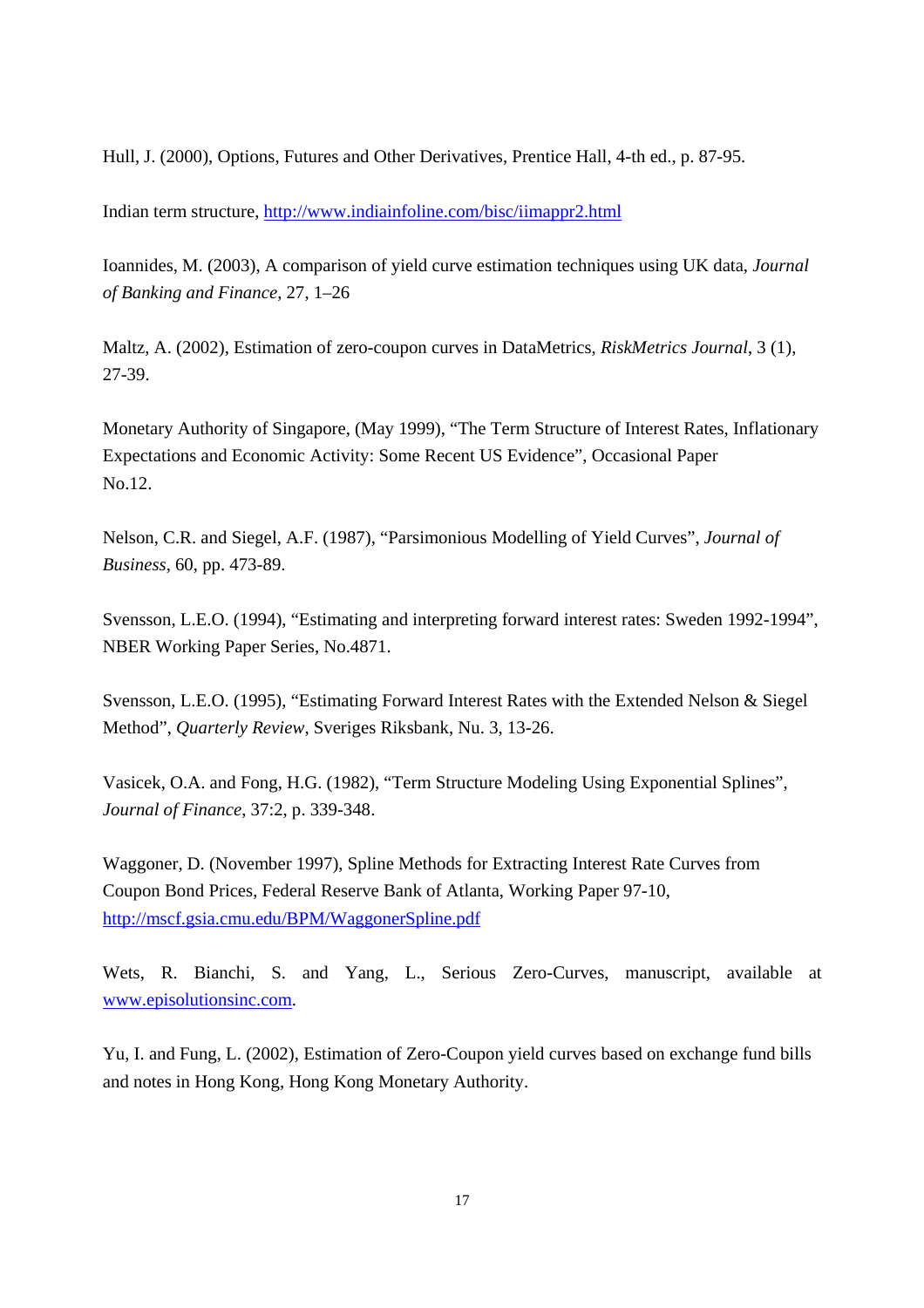Hull, J. (2000), Options, Futures and Other Derivatives, Prentice Hall, 4-th ed., p. 87-95.

Indian term structure, http://www.indiainfoline.com/bisc/iimappr2.html

Ioannides, M. (2003), A comparison of yield curve estimation techniques using UK data, *Journal of Banking and Finance*, 27, 1–26

Maltz, A. (2002), Estimation of zero-coupon curves in DataMetrics, *RiskMetrics Journal*, 3 (1), 27-39.

Monetary Authority of Singapore, (May 1999), "The Term Structure of Interest Rates, Inflationary Expectations and Economic Activity: Some Recent US Evidence", Occasional Paper No.12.

Nelson, C.R. and Siegel, A.F. (1987), "Parsimonious Modelling of Yield Curves", *Journal of Business*, 60, pp. 473-89.

Svensson, L.E.O. (1994), "Estimating and interpreting forward interest rates: Sweden 1992-1994", NBER Working Paper Series, No.4871.

Svensson, L.E.O. (1995), "Estimating Forward Interest Rates with the Extended Nelson & Siegel Method", *Quarterly Review*, Sveriges Riksbank, Nu. 3, 13-26.

Vasicek, O.A. and Fong, H.G. (1982), "Term Structure Modeling Using Exponential Splines", *Journal of Finance*, 37:2, p. 339-348.

Waggoner, D. (November 1997), Spline Methods for Extracting Interest Rate Curves from Coupon Bond Prices, Federal Reserve Bank of Atlanta, Working Paper 97-10, http://mscf.gsia.cmu.edu/BPM/WaggonerSpline.pdf

Wets, R. Bianchi, S. and Yang, L., Serious Zero-Curves, manuscript, available at www.episolutionsinc.com.

Yu, I. and Fung, L. (2002), Estimation of Zero-Coupon yield curves based on exchange fund bills and notes in Hong Kong, Hong Kong Monetary Authority.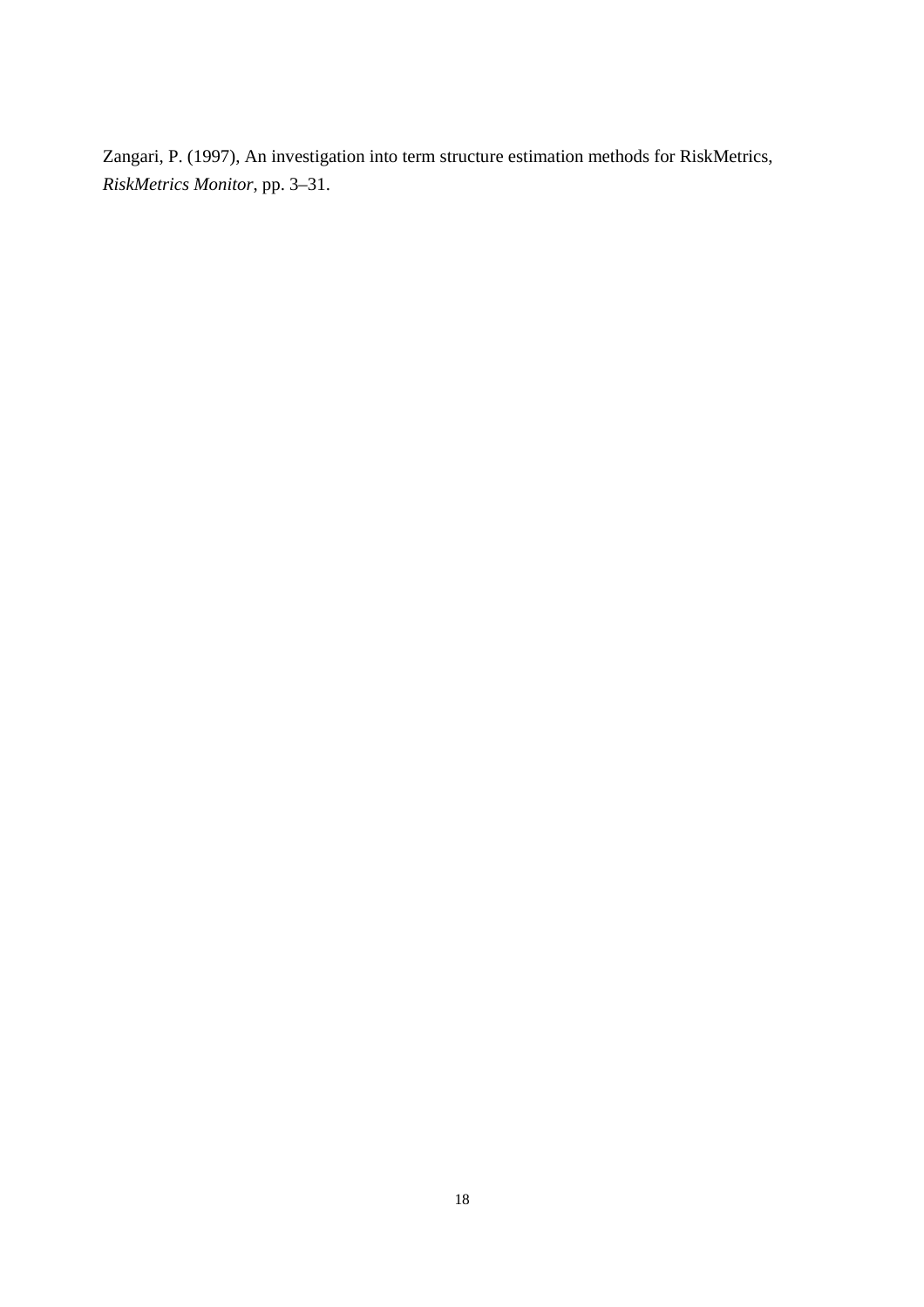Zangari, P. (1997), An investigation into term structure estimation methods for RiskMetrics, *RiskMetrics Monitor*, pp. 3–31.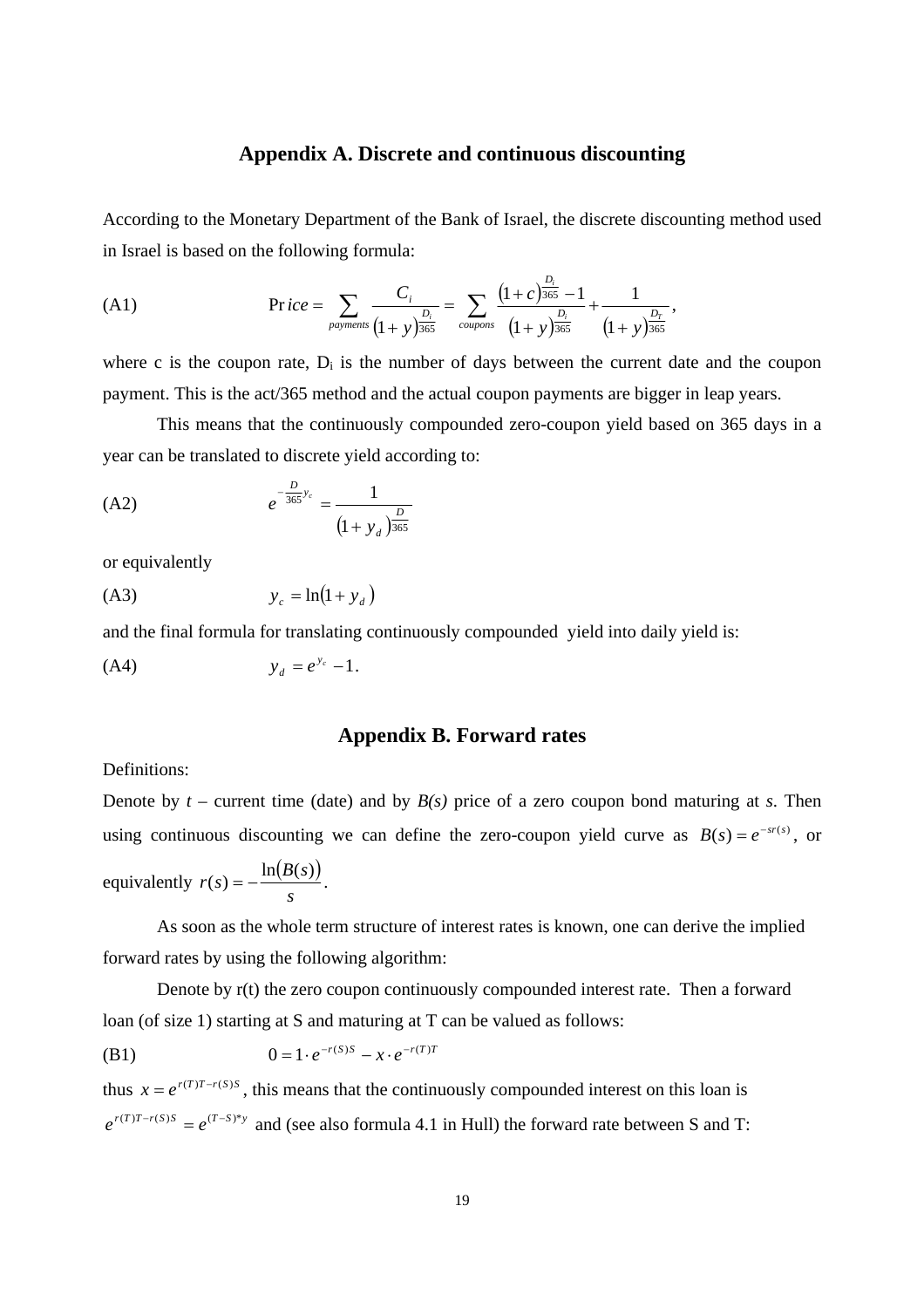## Appendix A. Discrete and continuous discounting

According to the Monetary Department of the Bank of Israel, the discrete discounting method used in Israel is based on the following formula:

$$\text{(A1)} \qquad \Pr ice = \sum_{payments} \frac{C_i}{(1+y)^{\frac{D_i}{365}}} = \sum_{coupons} \frac{(1+c)^{\frac{D_i}{365}} - 1}{(1+y)^{\frac{D_i}{365}}} + \frac{1}{(1+y)^{\frac{D_T}{365}}},$$

where c is the coupon rate, $D_i$ is the number of days between the current date and the coupon payment. This is the act/365 method and the actual coupon payments are bigger in leap years.

This means that the continuously compounded zero-coupon yield based on 365 days in a year can be translated to discrete yield according to:

$$\text{(A2)} \qquad e^{-\frac{D}{365}y_c} = \frac{1}{(1+y_d)^{\frac{D}{365}}}$$

or equivalently

$$\text{(A3)} \qquad y_c = \ln(1+y_d)$$

and the final formula for translating continuously compounded yield into daily yield is:

$$\text{(A4)} \qquad y_d = e^{y_c} - 1.$$

## Appendix B. Forward rates

Definitions:

Denote by *t* – current time (date) and by *B(s)* price of a zero coupon bond maturing at *s*. Then using continuous discounting we can define the zero-coupon yield curve as $B(s) = e^{-sr(s)}$, or equivalently $r(s) = -\frac{\ln(B(s))}{s}$.

As soon as the whole term structure of interest rates is known, one can derive the implied forward rates by using the following algorithm:

Denote by r(t) the zero coupon continuously compounded interest rate. Then a forward loan (of size 1) starting at S and maturing at T can be valued as follows:

$$\text{(B1)} \qquad 0 = 1 \cdot e^{-r(S)S} - x \cdot e^{-r(T)T}$$

thus $x = e^{r(T)T - r(S)S}$, this means that the continuously compounded interest on this loan is $e^{r(T)T - r(S)S} = e^{(T-S)*y}$ and (see also formula 4.1 in Hull) the forward rate between S and T: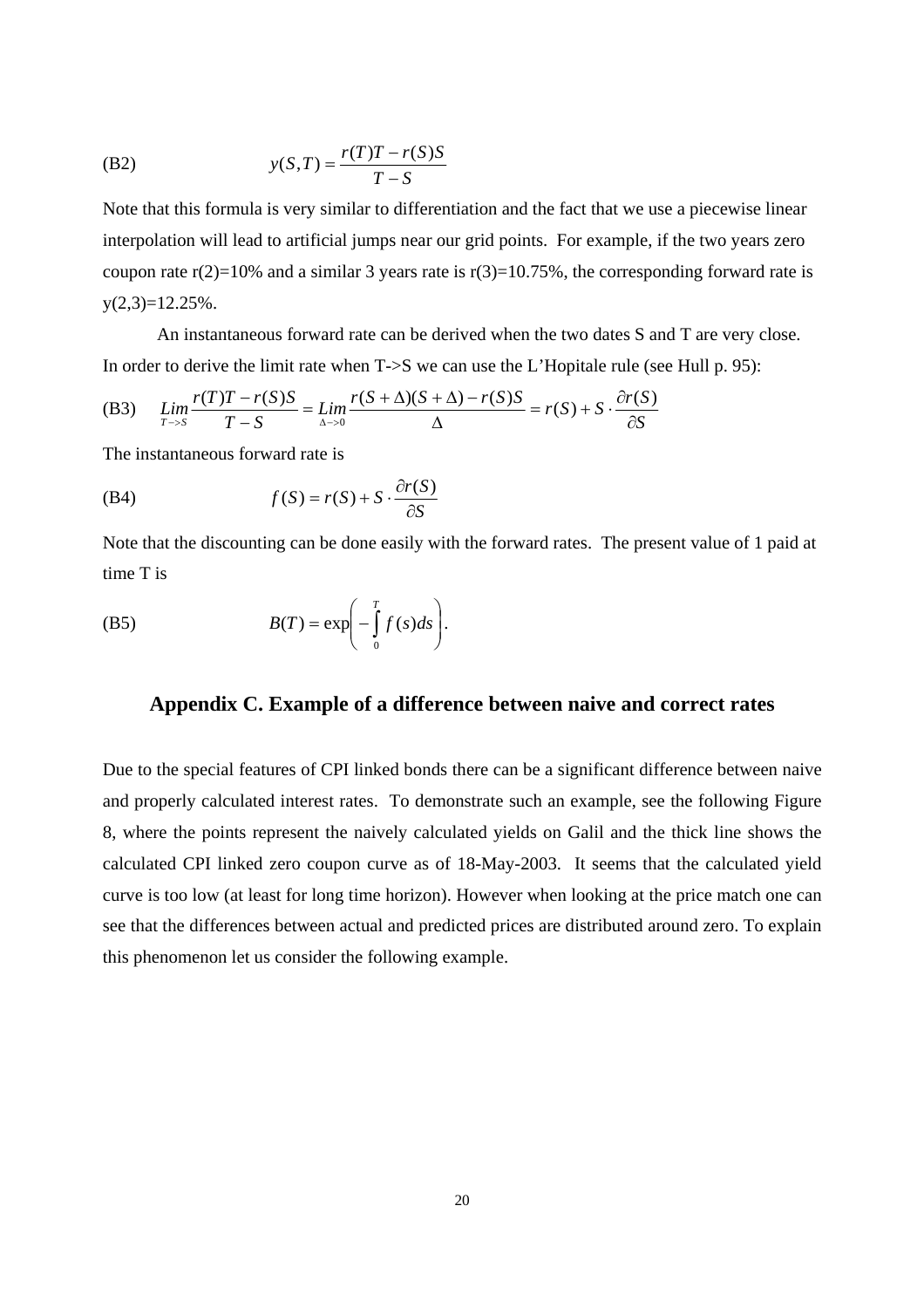(B2) $$y(S,T) = \frac{r(T)T - r(S)S}{T - S}$$

Note that this formula is very similar to differentiation and the fact that we use a piecewise linear interpolation will lead to artificial jumps near our grid points. For example, if the two years zero coupon rate r(2)=10% and a similar 3 years rate is r(3)=10.75%, the corresponding forward rate is y(2,3)=12.25%.

An instantaneous forward rate can be derived when the two dates S and T are very close. In order to derive the limit rate when T->S we can use the L'Hopitale rule (see Hull p. 95):

(B3) $$\lim_{T \to S} \frac{r(T)T - r(S)S}{T - S} = \lim_{\Delta \to 0} \frac{r(S+\Delta)(S+\Delta) - r(S)S}{\Delta} = r(S) + S \cdot \frac{\partial r(S)}{\partial S}$$

The instantaneous forward rate is

(B4) $$f(S) = r(S) + S \cdot \frac{\partial r(S)}{\partial S}$$

Note that the discounting can be done easily with the forward rates. The present value of 1 paid at time T is

(B5) $$B(T) = \exp\left( -\int_0^T f(s)ds \right).$$

## Appendix C. Example of a difference between naive and correct rates

Due to the special features of CPI linked bonds there can be a significant difference between naive and properly calculated interest rates. To demonstrate such an example, see the following Figure 8, where the points represent the naively calculated yields on Galil and the thick line shows the calculated CPI linked zero coupon curve as of 18-May-2003. It seems that the calculated yield curve is too low (at least for long time horizon). However when looking at the price match one can see that the differences between actual and predicted prices are distributed around zero. To explain this phenomenon let us consider the following example.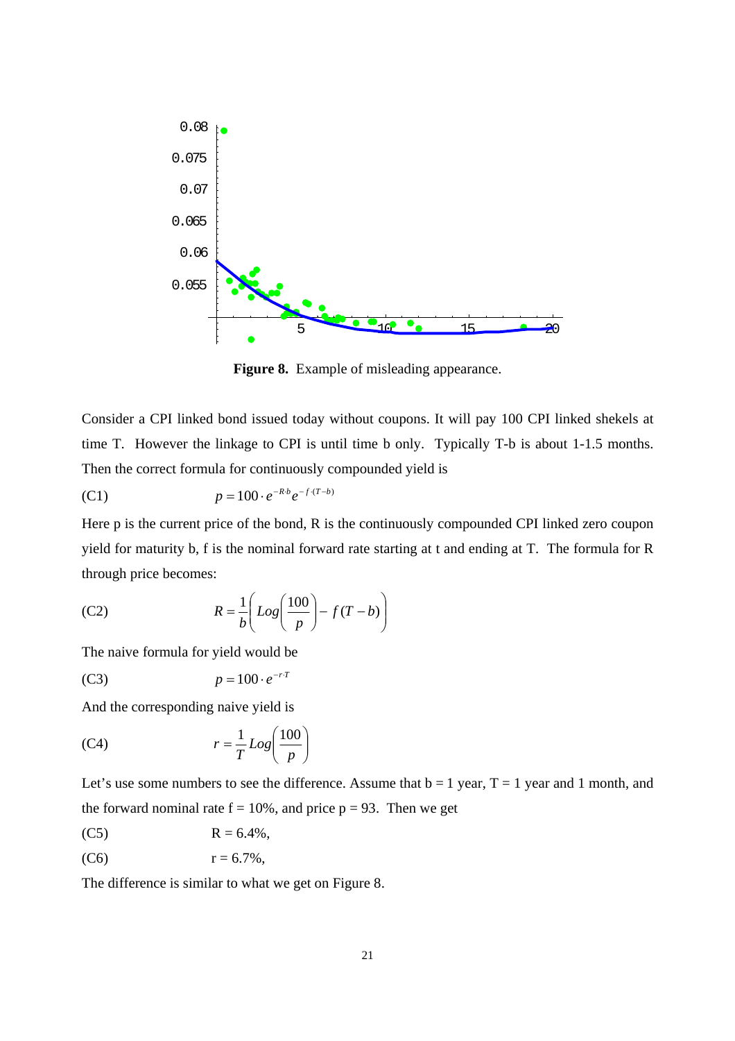0.08
0.075
0.07
0.065
0.06
0.055
5
10
15
20

**Figure 8.** Example of misleading appearance.

Consider a CPI linked bond issued today without coupons. It will pay 100 CPI linked shekels at time T. However the linkage to CPI is until time b only. Typically T-b is about 1-1.5 months. Then the correct formula for continuously compounded yield is

$$p = 100 \cdot e^{-R \cdot b} e^{-f \cdot (T-b)} \tag{C1}$$

Here p is the current price of the bond, R is the continuously compounded CPI linked zero coupon yield for maturity b, f is the nominal forward rate starting at t and ending at T. The formula for R through price becomes:

$$R = \frac{1}{b}\left( Log\left(\frac{100}{p}\right) - f\,(T-b) \right) \tag{C2}$$

The naive formula for yield would be

$$p = 100 \cdot e^{-r \cdot T} \tag{C3}$$

And the corresponding naive yield is

$$r = \frac{1}{T} Log\left(\frac{100}{p}\right) \tag{C4}$$

Let's use some numbers to see the difference. Assume that b = 1 year, T = 1 year and 1 month, and the forward nominal rate f = 10%, and price p = 93. Then we get

(C5) R = 6.4%,

(C6) r = 6.7%,

The difference is similar to what we get on Figure 8.